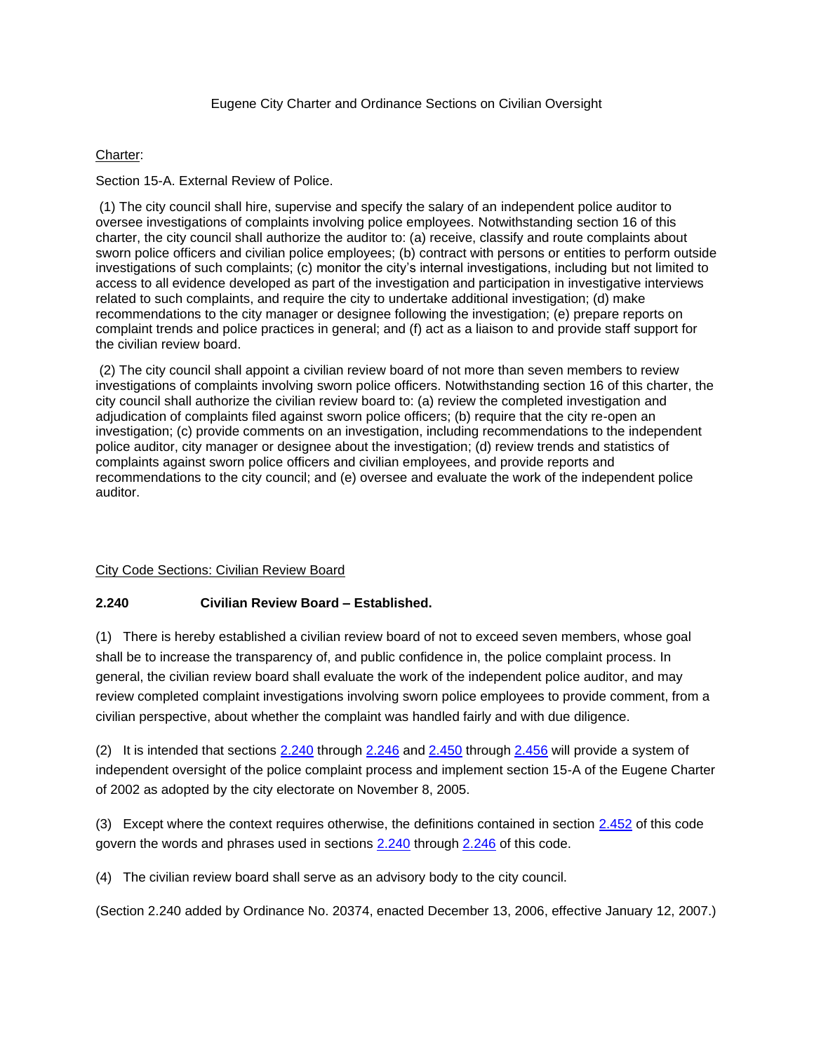# Eugene City Charter and Ordinance Sections on Civilian Oversight

## Charter:

Section 15-A. External Review of Police.

(1) The city council shall hire, supervise and specify the salary of an independent police auditor to oversee investigations of complaints involving police employees. Notwithstanding section 16 of this charter, the city council shall authorize the auditor to: (a) receive, classify and route complaints about sworn police officers and civilian police employees; (b) contract with persons or entities to perform outside investigations of such complaints; (c) monitor the city's internal investigations, including but not limited to access to all evidence developed as part of the investigation and participation in investigative interviews related to such complaints, and require the city to undertake additional investigation; (d) make recommendations to the city manager or designee following the investigation; (e) prepare reports on complaint trends and police practices in general; and (f) act as a liaison to and provide staff support for the civilian review board.

(2) The city council shall appoint a civilian review board of not more than seven members to review investigations of complaints involving sworn police officers. Notwithstanding section 16 of this charter, the city council shall authorize the civilian review board to: (a) review the completed investigation and adjudication of complaints filed against sworn police officers; (b) require that the city re-open an investigation; (c) provide comments on an investigation, including recommendations to the independent police auditor, city manager or designee about the investigation; (d) review trends and statistics of complaints against sworn police officers and civilian employees, and provide reports and recommendations to the city council; and (e) oversee and evaluate the work of the independent police auditor.

## City Code Sections: Civilian Review Board

### 2.240 Civilian Review Board – Established.

(1) There is hereby established a civilian review board of not to exceed seven members, whose goal shall be to increase the transparency of, and public confidence in, the police complaint process. In general, the civilian review board shall evaluate the work of the independent police auditor, and may review completed complaint investigations involving sworn police employees to provide comment, from a civilian perspective, about whether the complaint was handled fairly and with due diligence.

(2) It is intended that sections 2.240 through 2.246 and 2.450 through 2.456 will provide a system of independent oversight of the police complaint process and implement section 15-A of the Eugene Charter of 2002 as adopted by the city electorate on November 8, 2005.

(3) Except where the context requires otherwise, the definitions contained in section 2.452 of this code govern the words and phrases used in sections 2.240 through 2.246 of this code.

(4) The civilian review board shall serve as an advisory body to the city council.

(Section 2.240 added by Ordinance No. 20374, enacted December 13, 2006, effective January 12, 2007.)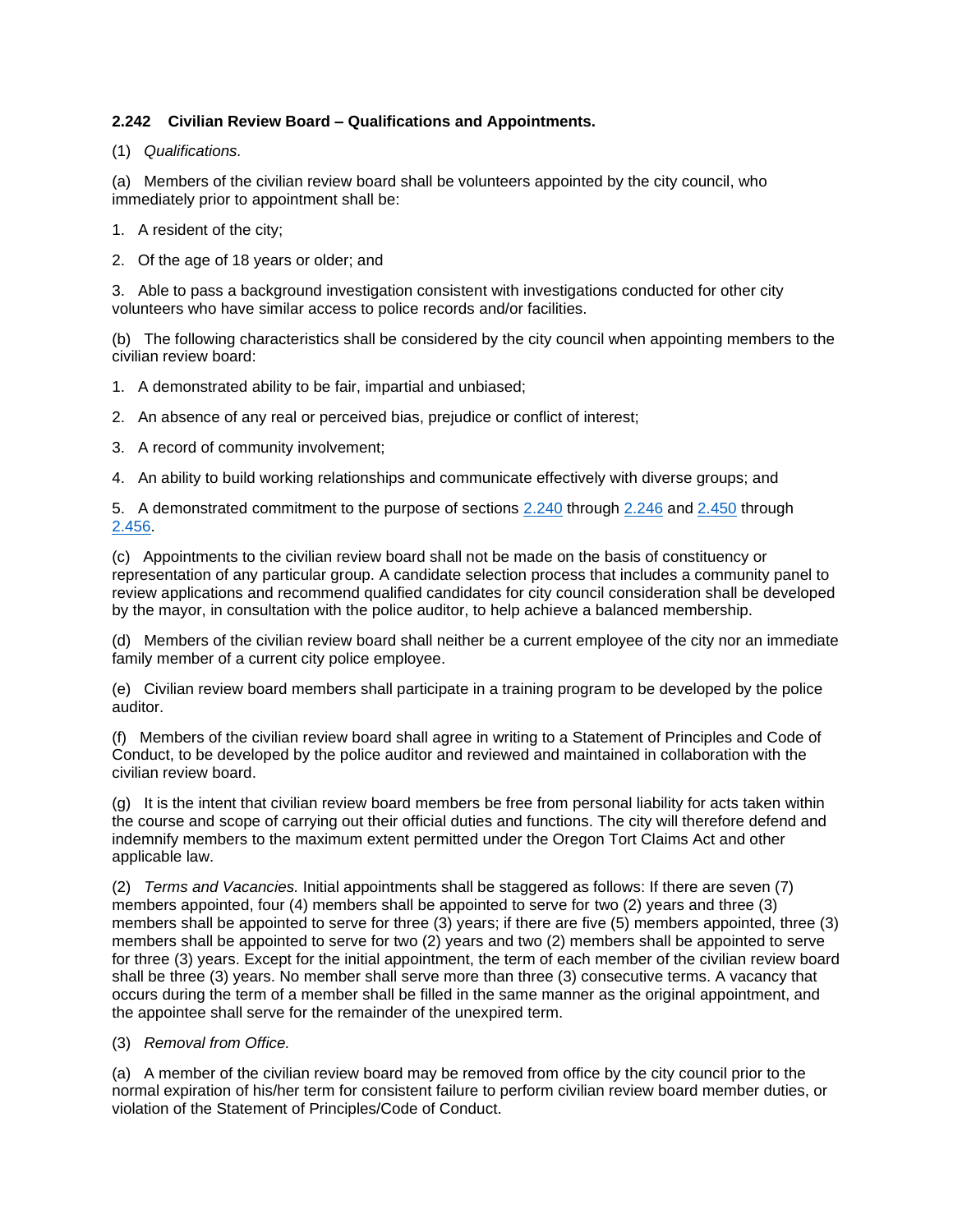### 2.242 Civilian Review Board – Qualifications and Appointments.

(1) *Qualifications.*

(a) Members of the civilian review board shall be volunteers appointed by the city council, who immediately prior to appointment shall be:

1. A resident of the city;

2. Of the age of 18 years or older; and

3. Able to pass a background investigation consistent with investigations conducted for other city volunteers who have similar access to police records and/or facilities.

(b) The following characteristics shall be considered by the city council when appointing members to the civilian review board:

1. A demonstrated ability to be fair, impartial and unbiased;

2. An absence of any real or perceived bias, prejudice or conflict of interest;

3. A record of community involvement;

4. An ability to build working relationships and communicate effectively with diverse groups; and

5. A demonstrated commitment to the purpose of sections 2.240 through 2.246 and 2.450 through 2.456.

(c) Appointments to the civilian review board shall not be made on the basis of constituency or representation of any particular group. A candidate selection process that includes a community panel to review applications and recommend qualified candidates for city council consideration shall be developed by the mayor, in consultation with the police auditor, to help achieve a balanced membership.

(d) Members of the civilian review board shall neither be a current employee of the city nor an immediate family member of a current city police employee.

(e) Civilian review board members shall participate in a training program to be developed by the police auditor.

(f) Members of the civilian review board shall agree in writing to a Statement of Principles and Code of Conduct, to be developed by the police auditor and reviewed and maintained in collaboration with the civilian review board.

(g) It is the intent that civilian review board members be free from personal liability for acts taken within the course and scope of carrying out their official duties and functions. The city will therefore defend and indemnify members to the maximum extent permitted under the Oregon Tort Claims Act and other applicable law.

(2) *Terms and Vacancies.* Initial appointments shall be staggered as follows: If there are seven (7) members appointed, four (4) members shall be appointed to serve for two (2) years and three (3) members shall be appointed to serve for three (3) years; if there are five (5) members appointed, three (3) members shall be appointed to serve for two (2) years and two (2) members shall be appointed to serve for three (3) years. Except for the initial appointment, the term of each member of the civilian review board shall be three (3) years. No member shall serve more than three (3) consecutive terms. A vacancy that occurs during the term of a member shall be filled in the same manner as the original appointment, and the appointee shall serve for the remainder of the unexpired term.

(3) *Removal from Office.*

(a) A member of the civilian review board may be removed from office by the city council prior to the normal expiration of his/her term for consistent failure to perform civilian review board member duties, or violation of the Statement of Principles/Code of Conduct.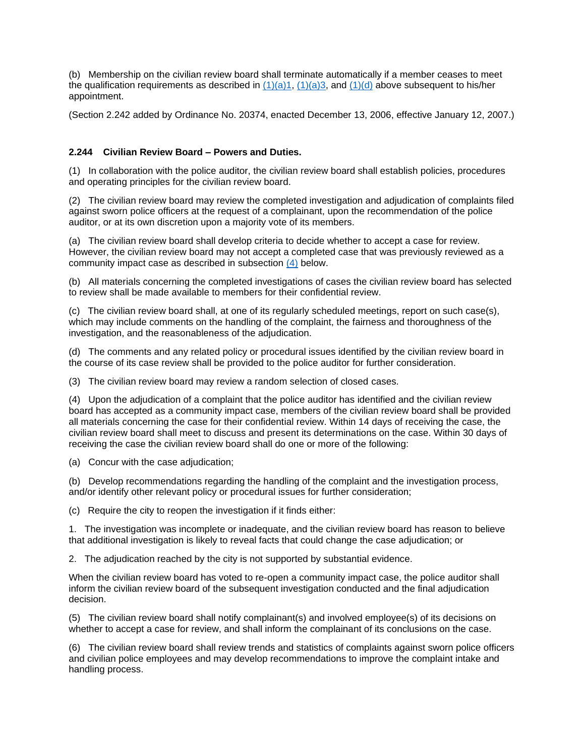(b) Membership on the civilian review board shall terminate automatically if a member ceases to meet the qualification requirements as described in (1)(a)1, (1)(a)3, and (1)(d) above subsequent to his/her appointment.

(Section 2.242 added by Ordinance No. 20374, enacted December 13, 2006, effective January 12, 2007.)

**2.244 Civilian Review Board – Powers and Duties.**

(1) In collaboration with the police auditor, the civilian review board shall establish policies, procedures and operating principles for the civilian review board.

(2) The civilian review board may review the completed investigation and adjudication of complaints filed against sworn police officers at the request of a complainant, upon the recommendation of the police auditor, or at its own discretion upon a majority vote of its members.

(a) The civilian review board shall develop criteria to decide whether to accept a case for review. However, the civilian review board may not accept a completed case that was previously reviewed as a community impact case as described in subsection (4) below.

(b) All materials concerning the completed investigations of cases the civilian review board has selected to review shall be made available to members for their confidential review.

(c) The civilian review board shall, at one of its regularly scheduled meetings, report on such case(s), which may include comments on the handling of the complaint, the fairness and thoroughness of the investigation, and the reasonableness of the adjudication.

(d) The comments and any related policy or procedural issues identified by the civilian review board in the course of its case review shall be provided to the police auditor for further consideration.

(3) The civilian review board may review a random selection of closed cases.

(4) Upon the adjudication of a complaint that the police auditor has identified and the civilian review board has accepted as a community impact case, members of the civilian review board shall be provided all materials concerning the case for their confidential review. Within 14 days of receiving the case, the civilian review board shall meet to discuss and present its determinations on the case. Within 30 days of receiving the case the civilian review board shall do one or more of the following:

(a) Concur with the case adjudication;

(b) Develop recommendations regarding the handling of the complaint and the investigation process, and/or identify other relevant policy or procedural issues for further consideration;

(c) Require the city to reopen the investigation if it finds either:

1. The investigation was incomplete or inadequate, and the civilian review board has reason to believe that additional investigation is likely to reveal facts that could change the case adjudication; or

2. The adjudication reached by the city is not supported by substantial evidence.

When the civilian review board has voted to re-open a community impact case, the police auditor shall inform the civilian review board of the subsequent investigation conducted and the final adjudication decision.

(5) The civilian review board shall notify complainant(s) and involved employee(s) of its decisions on whether to accept a case for review, and shall inform the complainant of its conclusions on the case.

(6) The civilian review board shall review trends and statistics of complaints against sworn police officers and civilian police employees and may develop recommendations to improve the complaint intake and handling process.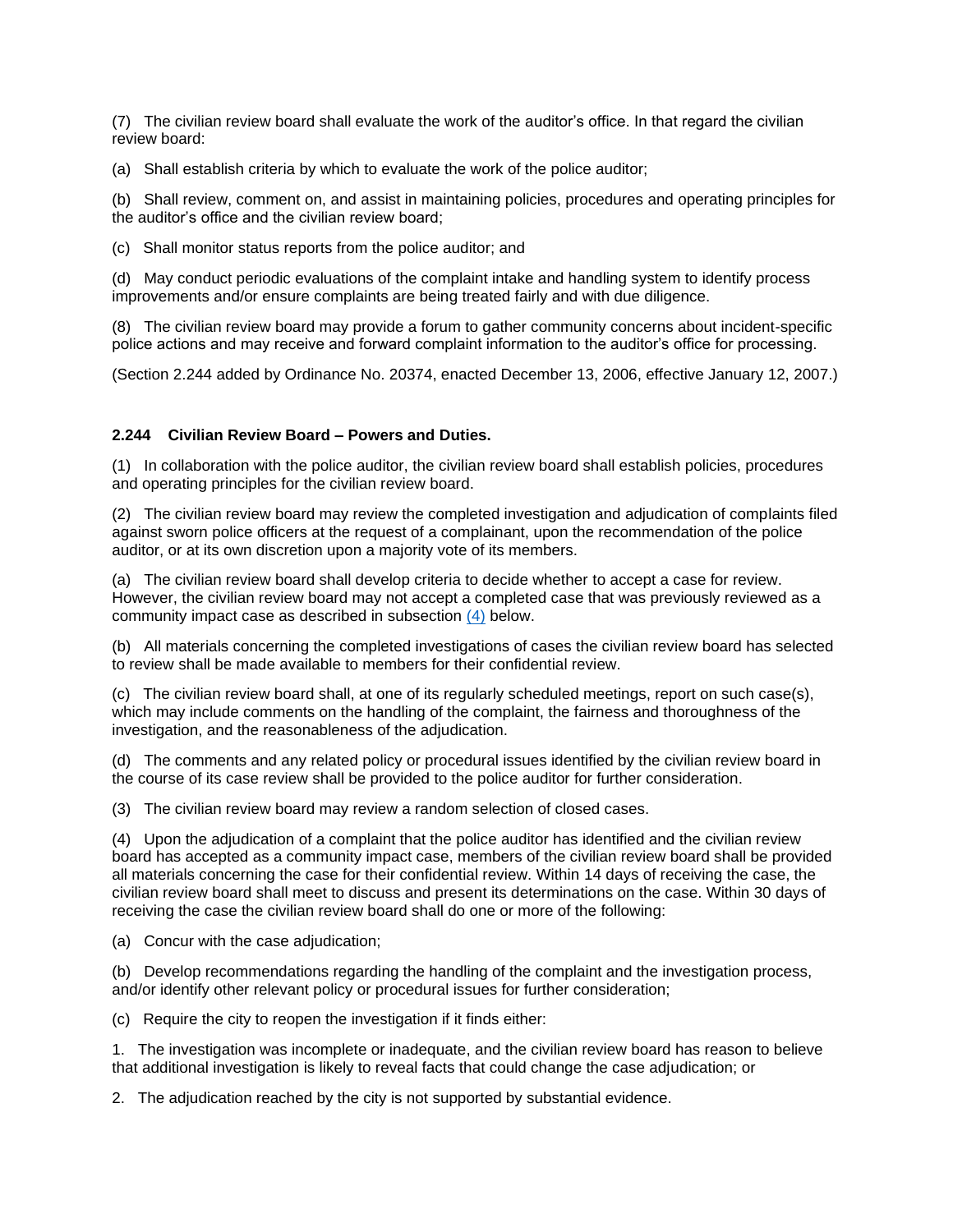(7) The civilian review board shall evaluate the work of the auditor's office. In that regard the civilian review board:

(a) Shall establish criteria by which to evaluate the work of the police auditor;

(b) Shall review, comment on, and assist in maintaining policies, procedures and operating principles for the auditor's office and the civilian review board;

(c) Shall monitor status reports from the police auditor; and

(d) May conduct periodic evaluations of the complaint intake and handling system to identify process improvements and/or ensure complaints are being treated fairly and with due diligence.

(8) The civilian review board may provide a forum to gather community concerns about incident-specific police actions and may receive and forward complaint information to the auditor's office for processing.

(Section 2.244 added by Ordinance No. 20374, enacted December 13, 2006, effective January 12, 2007.)

**2.244 Civilian Review Board – Powers and Duties.**

(1) In collaboration with the police auditor, the civilian review board shall establish policies, procedures and operating principles for the civilian review board.

(2) The civilian review board may review the completed investigation and adjudication of complaints filed against sworn police officers at the request of a complainant, upon the recommendation of the police auditor, or at its own discretion upon a majority vote of its members.

(a) The civilian review board shall develop criteria to decide whether to accept a case for review. However, the civilian review board may not accept a completed case that was previously reviewed as a community impact case as described in subsection (4) below.

(b) All materials concerning the completed investigations of cases the civilian review board has selected to review shall be made available to members for their confidential review.

(c) The civilian review board shall, at one of its regularly scheduled meetings, report on such case(s), which may include comments on the handling of the complaint, the fairness and thoroughness of the investigation, and the reasonableness of the adjudication.

(d) The comments and any related policy or procedural issues identified by the civilian review board in the course of its case review shall be provided to the police auditor for further consideration.

(3) The civilian review board may review a random selection of closed cases.

(4) Upon the adjudication of a complaint that the police auditor has identified and the civilian review board has accepted as a community impact case, members of the civilian review board shall be provided all materials concerning the case for their confidential review. Within 14 days of receiving the case, the civilian review board shall meet to discuss and present its determinations on the case. Within 30 days of receiving the case the civilian review board shall do one or more of the following:

(a) Concur with the case adjudication;

(b) Develop recommendations regarding the handling of the complaint and the investigation process, and/or identify other relevant policy or procedural issues for further consideration;

(c) Require the city to reopen the investigation if it finds either:

1. The investigation was incomplete or inadequate, and the civilian review board has reason to believe that additional investigation is likely to reveal facts that could change the case adjudication; or

2. The adjudication reached by the city is not supported by substantial evidence.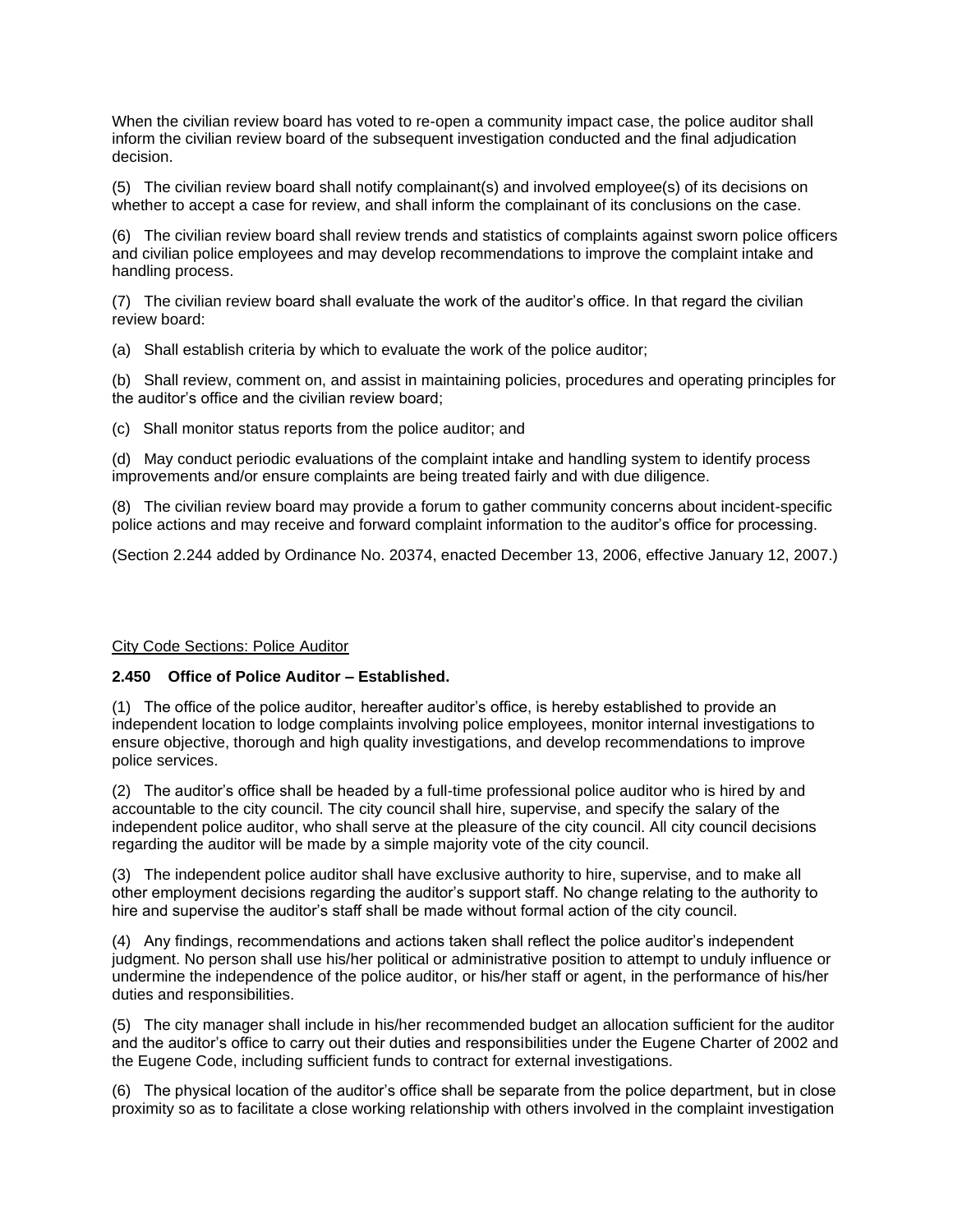When the civilian review board has voted to re-open a community impact case, the police auditor shall inform the civilian review board of the subsequent investigation conducted and the final adjudication decision.

(5) The civilian review board shall notify complainant(s) and involved employee(s) of its decisions on whether to accept a case for review, and shall inform the complainant of its conclusions on the case.

(6) The civilian review board shall review trends and statistics of complaints against sworn police officers and civilian police employees and may develop recommendations to improve the complaint intake and handling process.

(7) The civilian review board shall evaluate the work of the auditor's office. In that regard the civilian review board:

(a) Shall establish criteria by which to evaluate the work of the police auditor;

(b) Shall review, comment on, and assist in maintaining policies, procedures and operating principles for the auditor's office and the civilian review board;

(c) Shall monitor status reports from the police auditor; and

(d) May conduct periodic evaluations of the complaint intake and handling system to identify process improvements and/or ensure complaints are being treated fairly and with due diligence.

(8) The civilian review board may provide a forum to gather community concerns about incident-specific police actions and may receive and forward complaint information to the auditor's office for processing.

(Section 2.244 added by Ordinance No. 20374, enacted December 13, 2006, effective January 12, 2007.)

City Code Sections: Police Auditor

**2.450 Office of Police Auditor – Established.**

(1) The office of the police auditor, hereafter auditor's office, is hereby established to provide an independent location to lodge complaints involving police employees, monitor internal investigations to ensure objective, thorough and high quality investigations, and develop recommendations to improve police services.

(2) The auditor's office shall be headed by a full-time professional police auditor who is hired by and accountable to the city council. The city council shall hire, supervise, and specify the salary of the independent police auditor, who shall serve at the pleasure of the city council. All city council decisions regarding the auditor will be made by a simple majority vote of the city council.

(3) The independent police auditor shall have exclusive authority to hire, supervise, and to make all other employment decisions regarding the auditor's support staff. No change relating to the authority to hire and supervise the auditor's staff shall be made without formal action of the city council.

(4) Any findings, recommendations and actions taken shall reflect the police auditor's independent judgment. No person shall use his/her political or administrative position to attempt to unduly influence or undermine the independence of the police auditor, or his/her staff or agent, in the performance of his/her duties and responsibilities.

(5) The city manager shall include in his/her recommended budget an allocation sufficient for the auditor and the auditor's office to carry out their duties and responsibilities under the Eugene Charter of 2002 and the Eugene Code, including sufficient funds to contract for external investigations.

(6) The physical location of the auditor's office shall be separate from the police department, but in close proximity so as to facilitate a close working relationship with others involved in the complaint investigation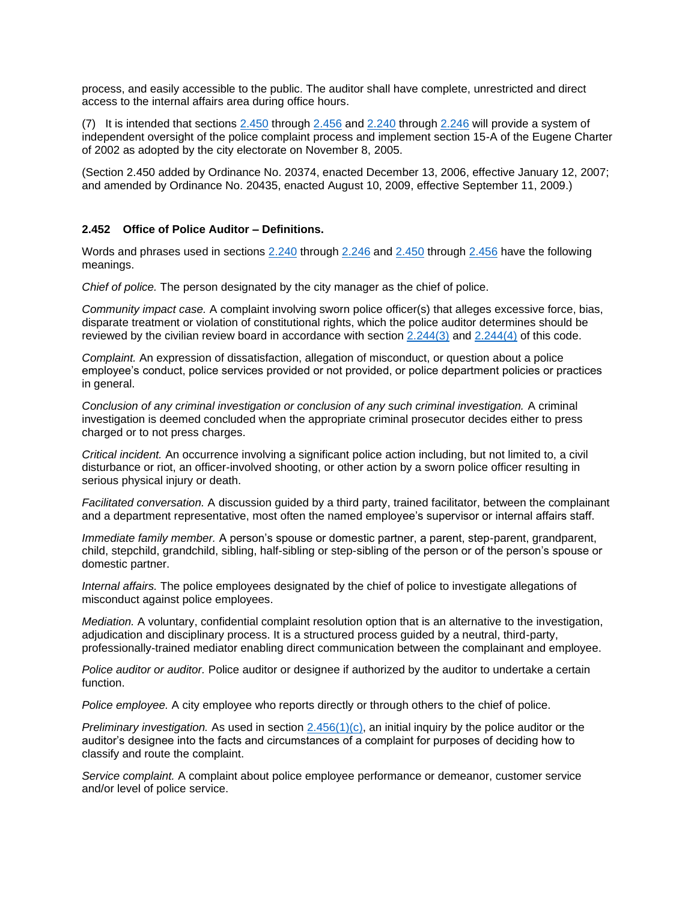process, and easily accessible to the public. The auditor shall have complete, unrestricted and direct access to the internal affairs area during office hours.

(7) It is intended that sections 2.450 through 2.456 and 2.240 through 2.246 will provide a system of independent oversight of the police complaint process and implement section 15-A of the Eugene Charter of 2002 as adopted by the city electorate on November 8, 2005.

(Section 2.450 added by Ordinance No. 20374, enacted December 13, 2006, effective January 12, 2007; and amended by Ordinance No. 20435, enacted August 10, 2009, effective September 11, 2009.)

### 2.452 Office of Police Auditor – Definitions.

Words and phrases used in sections 2.240 through 2.246 and 2.450 through 2.456 have the following meanings.

*Chief of police.* The person designated by the city manager as the chief of police.

*Community impact case.* A complaint involving sworn police officer(s) that alleges excessive force, bias, disparate treatment or violation of constitutional rights, which the police auditor determines should be reviewed by the civilian review board in accordance with section 2.244(3) and 2.244(4) of this code.

*Complaint.* An expression of dissatisfaction, allegation of misconduct, or question about a police employee's conduct, police services provided or not provided, or police department policies or practices in general.

*Conclusion of any criminal investigation or conclusion of any such criminal investigation.* A criminal investigation is deemed concluded when the appropriate criminal prosecutor decides either to press charged or to not press charges.

*Critical incident.* An occurrence involving a significant police action including, but not limited to, a civil disturbance or riot, an officer-involved shooting, or other action by a sworn police officer resulting in serious physical injury or death.

*Facilitated conversation.* A discussion guided by a third party, trained facilitator, between the complainant and a department representative, most often the named employee's supervisor or internal affairs staff.

*Immediate family member.* A person's spouse or domestic partner, a parent, step-parent, grandparent, child, stepchild, grandchild, sibling, half-sibling or step-sibling of the person or of the person's spouse or domestic partner.

*Internal affairs.* The police employees designated by the chief of police to investigate allegations of misconduct against police employees.

*Mediation.* A voluntary, confidential complaint resolution option that is an alternative to the investigation, adjudication and disciplinary process. It is a structured process guided by a neutral, third-party, professionally-trained mediator enabling direct communication between the complainant and employee.

*Police auditor or auditor.* Police auditor or designee if authorized by the auditor to undertake a certain function.

*Police employee.* A city employee who reports directly or through others to the chief of police.

*Preliminary investigation.* As used in section 2.456(1)(c), an initial inquiry by the police auditor or the auditor's designee into the facts and circumstances of a complaint for purposes of deciding how to classify and route the complaint.

*Service complaint.* A complaint about police employee performance or demeanor, customer service and/or level of police service.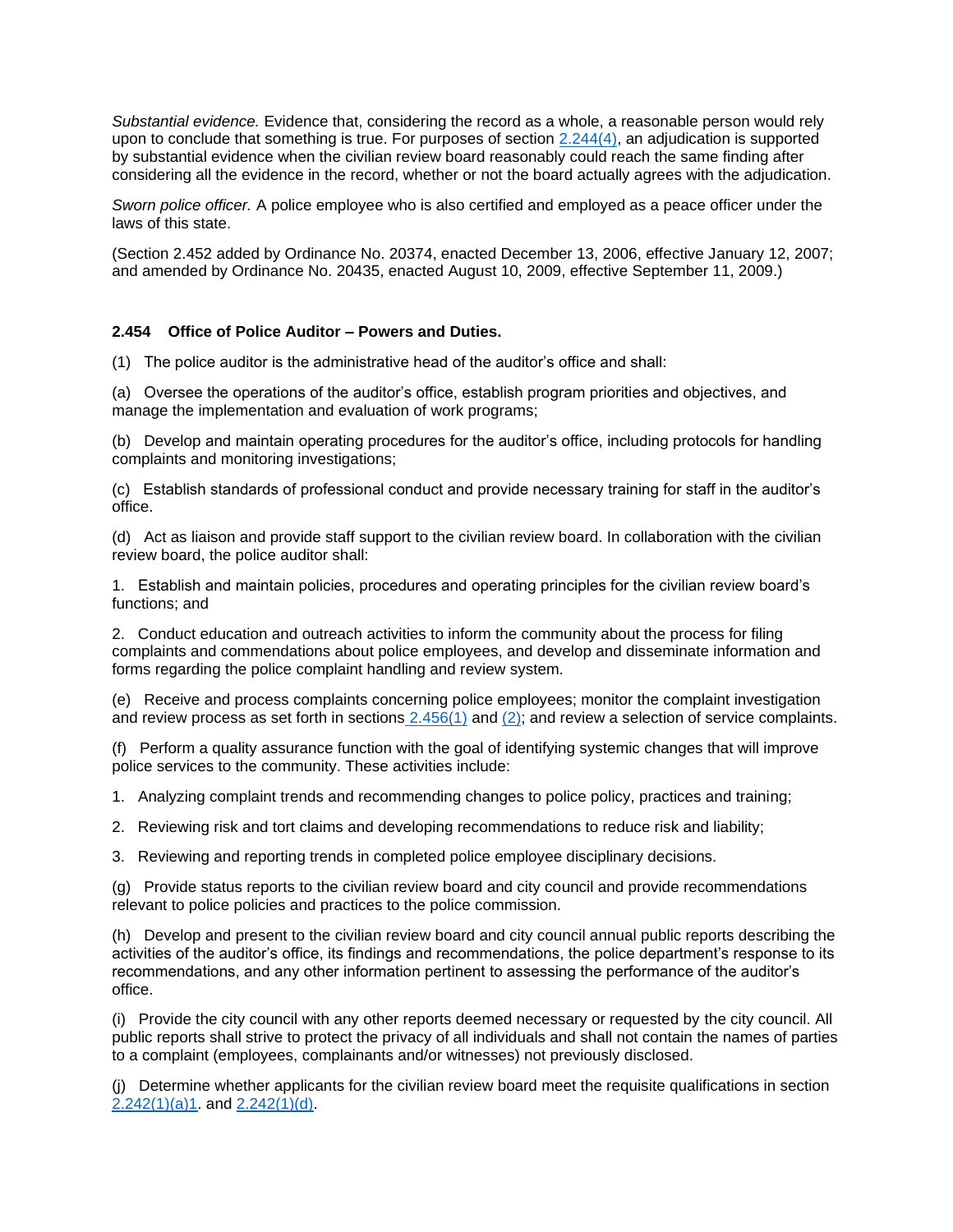*Substantial evidence.* Evidence that, considering the record as a whole, a reasonable person would rely upon to conclude that something is true. For purposes of section 2.244(4), an adjudication is supported by substantial evidence when the civilian review board reasonably could reach the same finding after considering all the evidence in the record, whether or not the board actually agrees with the adjudication.

*Sworn police officer.* A police employee who is also certified and employed as a peace officer under the laws of this state.

(Section 2.452 added by Ordinance No. 20374, enacted December 13, 2006, effective January 12, 2007; and amended by Ordinance No. 20435, enacted August 10, 2009, effective September 11, 2009.)

**2.454 Office of Police Auditor – Powers and Duties.**

(1) The police auditor is the administrative head of the auditor's office and shall:

(a) Oversee the operations of the auditor's office, establish program priorities and objectives, and manage the implementation and evaluation of work programs;

(b) Develop and maintain operating procedures for the auditor's office, including protocols for handling complaints and monitoring investigations;

(c) Establish standards of professional conduct and provide necessary training for staff in the auditor's office.

(d) Act as liaison and provide staff support to the civilian review board. In collaboration with the civilian review board, the police auditor shall:

1. Establish and maintain policies, procedures and operating principles for the civilian review board's functions; and

2. Conduct education and outreach activities to inform the community about the process for filing complaints and commendations about police employees, and develop and disseminate information and forms regarding the police complaint handling and review system.

(e) Receive and process complaints concerning police employees; monitor the complaint investigation and review process as set forth in sections 2.456(1) and (2); and review a selection of service complaints.

(f) Perform a quality assurance function with the goal of identifying systemic changes that will improve police services to the community. These activities include:

1. Analyzing complaint trends and recommending changes to police policy, practices and training;

2. Reviewing risk and tort claims and developing recommendations to reduce risk and liability;

3. Reviewing and reporting trends in completed police employee disciplinary decisions.

(g) Provide status reports to the civilian review board and city council and provide recommendations relevant to police policies and practices to the police commission.

(h) Develop and present to the civilian review board and city council annual public reports describing the activities of the auditor's office, its findings and recommendations, the police department's response to its recommendations, and any other information pertinent to assessing the performance of the auditor's office.

(i) Provide the city council with any other reports deemed necessary or requested by the city council. All public reports shall strive to protect the privacy of all individuals and shall not contain the names of parties to a complaint (employees, complainants and/or witnesses) not previously disclosed.

(j) Determine whether applicants for the civilian review board meet the requisite qualifications in section 2.242(1)(a)1. and 2.242(1)(d).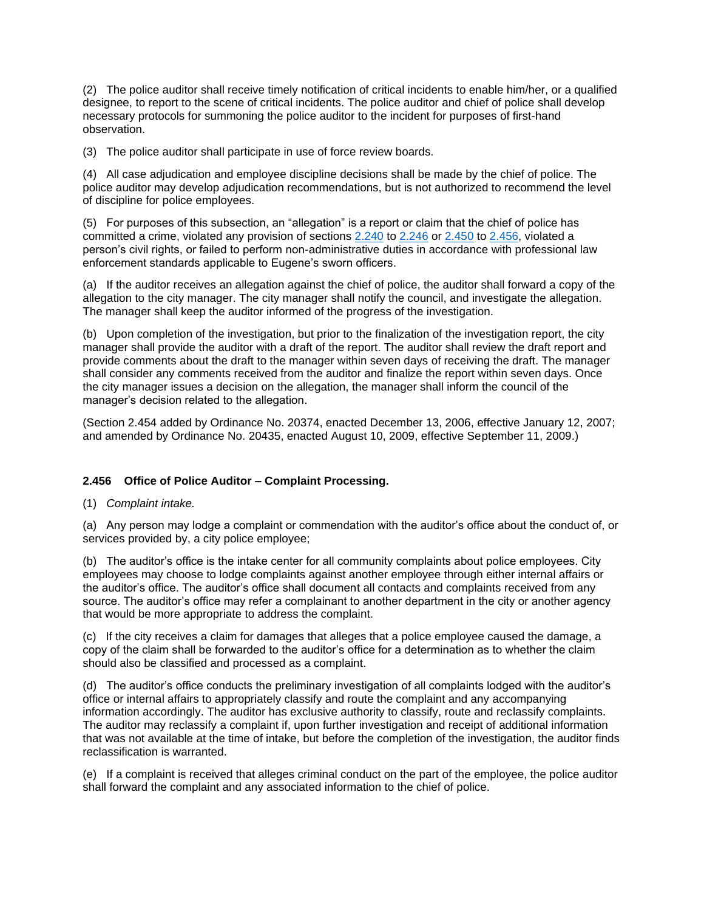(2) The police auditor shall receive timely notification of critical incidents to enable him/her, or a qualified designee, to report to the scene of critical incidents. The police auditor and chief of police shall develop necessary protocols for summoning the police auditor to the incident for purposes of first-hand observation.

(3) The police auditor shall participate in use of force review boards.

(4) All case adjudication and employee discipline decisions shall be made by the chief of police. The police auditor may develop adjudication recommendations, but is not authorized to recommend the level of discipline for police employees.

(5) For purposes of this subsection, an "allegation" is a report or claim that the chief of police has committed a crime, violated any provision of sections 2.240 to 2.246 or 2.450 to 2.456, violated a person's civil rights, or failed to perform non-administrative duties in accordance with professional law enforcement standards applicable to Eugene's sworn officers.

(a) If the auditor receives an allegation against the chief of police, the auditor shall forward a copy of the allegation to the city manager. The city manager shall notify the council, and investigate the allegation. The manager shall keep the auditor informed of the progress of the investigation.

(b) Upon completion of the investigation, but prior to the finalization of the investigation report, the city manager shall provide the auditor with a draft of the report. The auditor shall review the draft report and provide comments about the draft to the manager within seven days of receiving the draft. The manager shall consider any comments received from the auditor and finalize the report within seven days. Once the city manager issues a decision on the allegation, the manager shall inform the council of the manager's decision related to the allegation.

(Section 2.454 added by Ordinance No. 20374, enacted December 13, 2006, effective January 12, 2007; and amended by Ordinance No. 20435, enacted August 10, 2009, effective September 11, 2009.)

**2.456 Office of Police Auditor – Complaint Processing.**

(1) *Complaint intake.*

(a) Any person may lodge a complaint or commendation with the auditor's office about the conduct of, or services provided by, a city police employee;

(b) The auditor's office is the intake center for all community complaints about police employees. City employees may choose to lodge complaints against another employee through either internal affairs or the auditor's office. The auditor's office shall document all contacts and complaints received from any source. The auditor's office may refer a complainant to another department in the city or another agency that would be more appropriate to address the complaint.

(c) If the city receives a claim for damages that alleges that a police employee caused the damage, a copy of the claim shall be forwarded to the auditor's office for a determination as to whether the claim should also be classified and processed as a complaint.

(d) The auditor's office conducts the preliminary investigation of all complaints lodged with the auditor's office or internal affairs to appropriately classify and route the complaint and any accompanying information accordingly. The auditor has exclusive authority to classify, route and reclassify complaints. The auditor may reclassify a complaint if, upon further investigation and receipt of additional information that was not available at the time of intake, but before the completion of the investigation, the auditor finds reclassification is warranted.

(e) If a complaint is received that alleges criminal conduct on the part of the employee, the police auditor shall forward the complaint and any associated information to the chief of police.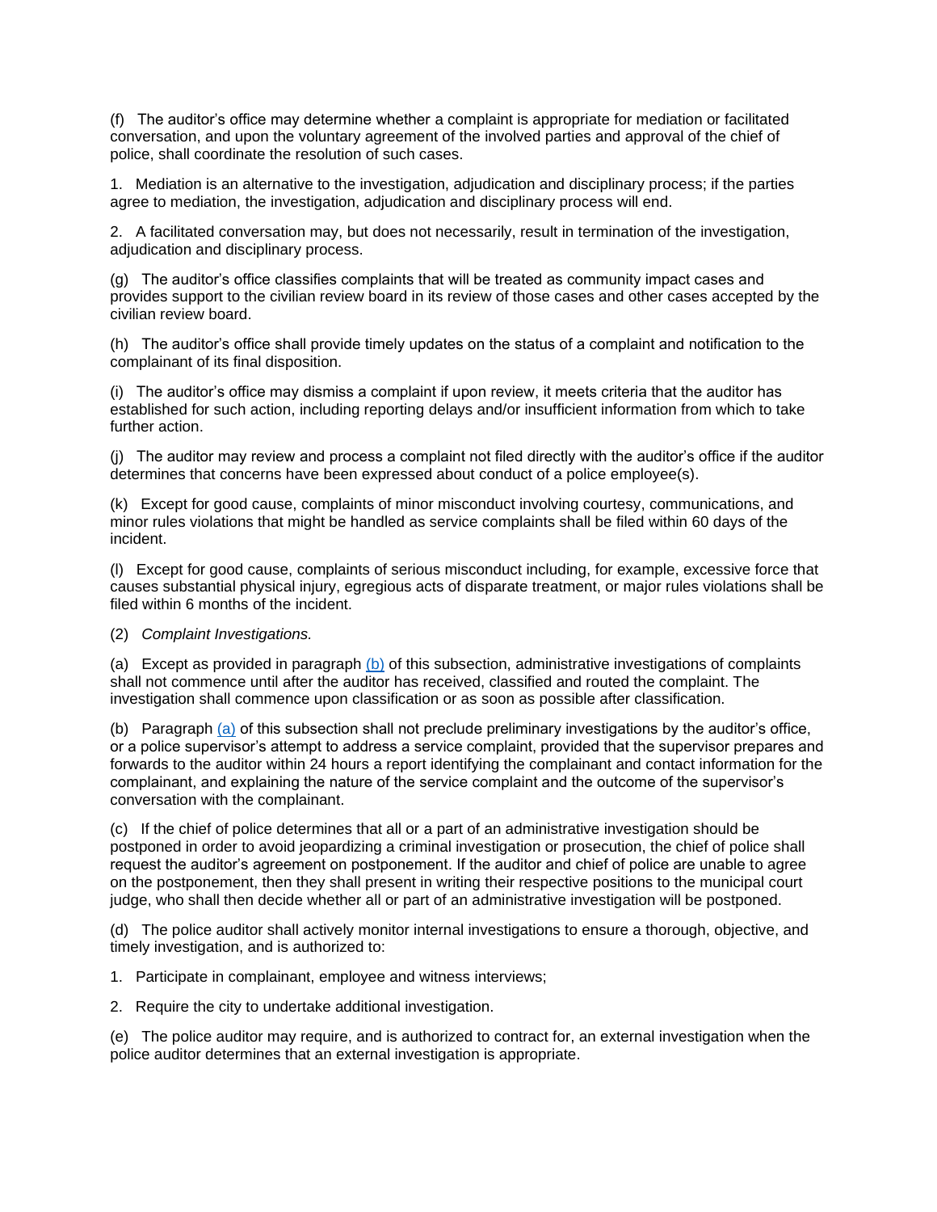(f) The auditor's office may determine whether a complaint is appropriate for mediation or facilitated conversation, and upon the voluntary agreement of the involved parties and approval of the chief of police, shall coordinate the resolution of such cases.

1. Mediation is an alternative to the investigation, adjudication and disciplinary process; if the parties agree to mediation, the investigation, adjudication and disciplinary process will end.

2. A facilitated conversation may, but does not necessarily, result in termination of the investigation, adjudication and disciplinary process.

(g) The auditor's office classifies complaints that will be treated as community impact cases and provides support to the civilian review board in its review of those cases and other cases accepted by the civilian review board.

(h) The auditor's office shall provide timely updates on the status of a complaint and notification to the complainant of its final disposition.

(i) The auditor's office may dismiss a complaint if upon review, it meets criteria that the auditor has established for such action, including reporting delays and/or insufficient information from which to take further action.

(j) The auditor may review and process a complaint not filed directly with the auditor's office if the auditor determines that concerns have been expressed about conduct of a police employee(s).

(k) Except for good cause, complaints of minor misconduct involving courtesy, communications, and minor rules violations that might be handled as service complaints shall be filed within 60 days of the incident.

(l) Except for good cause, complaints of serious misconduct including, for example, excessive force that causes substantial physical injury, egregious acts of disparate treatment, or major rules violations shall be filed within 6 months of the incident.

(2) *Complaint Investigations.*

(a) Except as provided in paragraph (b) of this subsection, administrative investigations of complaints shall not commence until after the auditor has received, classified and routed the complaint. The investigation shall commence upon classification or as soon as possible after classification.

(b) Paragraph (a) of this subsection shall not preclude preliminary investigations by the auditor's office, or a police supervisor's attempt to address a service complaint, provided that the supervisor prepares and forwards to the auditor within 24 hours a report identifying the complainant and contact information for the complainant, and explaining the nature of the service complaint and the outcome of the supervisor's conversation with the complainant.

(c) If the chief of police determines that all or a part of an administrative investigation should be postponed in order to avoid jeopardizing a criminal investigation or prosecution, the chief of police shall request the auditor's agreement on postponement. If the auditor and chief of police are unable to agree on the postponement, then they shall present in writing their respective positions to the municipal court judge, who shall then decide whether all or part of an administrative investigation will be postponed.

(d) The police auditor shall actively monitor internal investigations to ensure a thorough, objective, and timely investigation, and is authorized to:

1. Participate in complainant, employee and witness interviews;

2. Require the city to undertake additional investigation.

(e) The police auditor may require, and is authorized to contract for, an external investigation when the police auditor determines that an external investigation is appropriate.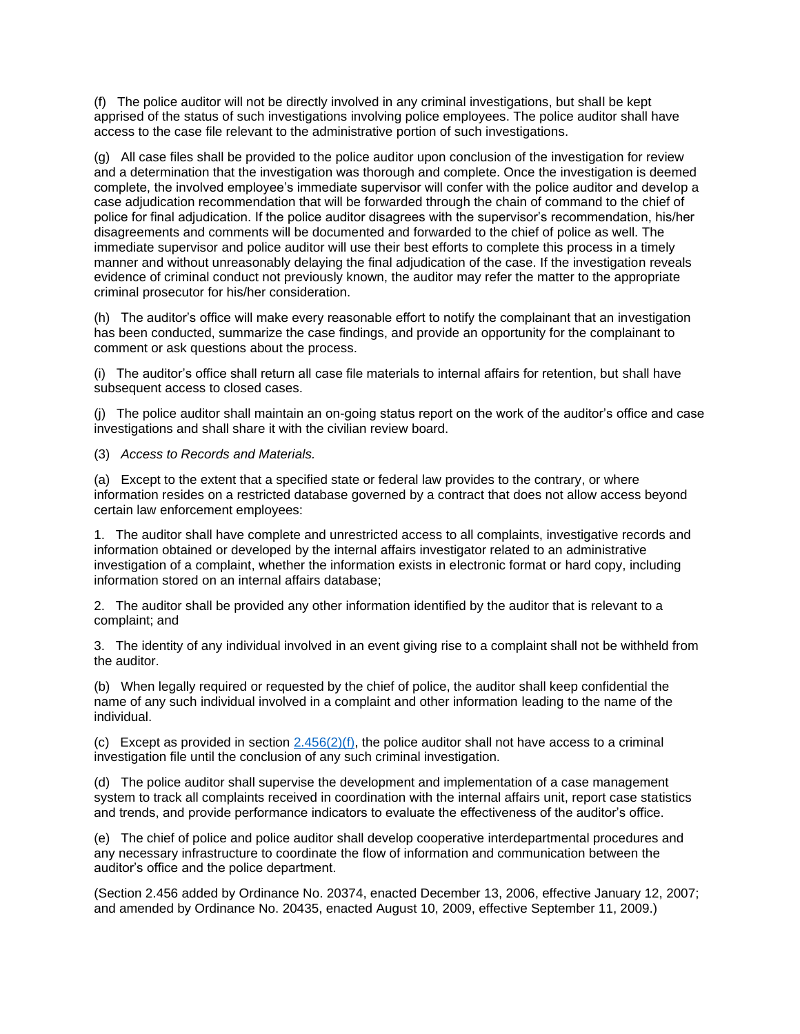(f) The police auditor will not be directly involved in any criminal investigations, but shall be kept apprised of the status of such investigations involving police employees. The police auditor shall have access to the case file relevant to the administrative portion of such investigations.

(g) All case files shall be provided to the police auditor upon conclusion of the investigation for review and a determination that the investigation was thorough and complete. Once the investigation is deemed complete, the involved employee's immediate supervisor will confer with the police auditor and develop a case adjudication recommendation that will be forwarded through the chain of command to the chief of police for final adjudication. If the police auditor disagrees with the supervisor's recommendation, his/her disagreements and comments will be documented and forwarded to the chief of police as well. The immediate supervisor and police auditor will use their best efforts to complete this process in a timely manner and without unreasonably delaying the final adjudication of the case. If the investigation reveals evidence of criminal conduct not previously known, the auditor may refer the matter to the appropriate criminal prosecutor for his/her consideration.

(h) The auditor's office will make every reasonable effort to notify the complainant that an investigation has been conducted, summarize the case findings, and provide an opportunity for the complainant to comment or ask questions about the process.

(i) The auditor's office shall return all case file materials to internal affairs for retention, but shall have subsequent access to closed cases.

(j) The police auditor shall maintain an on-going status report on the work of the auditor's office and case investigations and shall share it with the civilian review board.

(3) *Access to Records and Materials.*

(a) Except to the extent that a specified state or federal law provides to the contrary, or where information resides on a restricted database governed by a contract that does not allow access beyond certain law enforcement employees:

1. The auditor shall have complete and unrestricted access to all complaints, investigative records and information obtained or developed by the internal affairs investigator related to an administrative investigation of a complaint, whether the information exists in electronic format or hard copy, including information stored on an internal affairs database;

2. The auditor shall be provided any other information identified by the auditor that is relevant to a complaint; and

3. The identity of any individual involved in an event giving rise to a complaint shall not be withheld from the auditor.

(b) When legally required or requested by the chief of police, the auditor shall keep confidential the name of any such individual involved in a complaint and other information leading to the name of the individual.

(c) Except as provided in section 2.456(2)(f), the police auditor shall not have access to a criminal investigation file until the conclusion of any such criminal investigation.

(d) The police auditor shall supervise the development and implementation of a case management system to track all complaints received in coordination with the internal affairs unit, report case statistics and trends, and provide performance indicators to evaluate the effectiveness of the auditor's office.

(e) The chief of police and police auditor shall develop cooperative interdepartmental procedures and any necessary infrastructure to coordinate the flow of information and communication between the auditor's office and the police department.

(Section 2.456 added by Ordinance No. 20374, enacted December 13, 2006, effective January 12, 2007; and amended by Ordinance No. 20435, enacted August 10, 2009, effective September 11, 2009.)